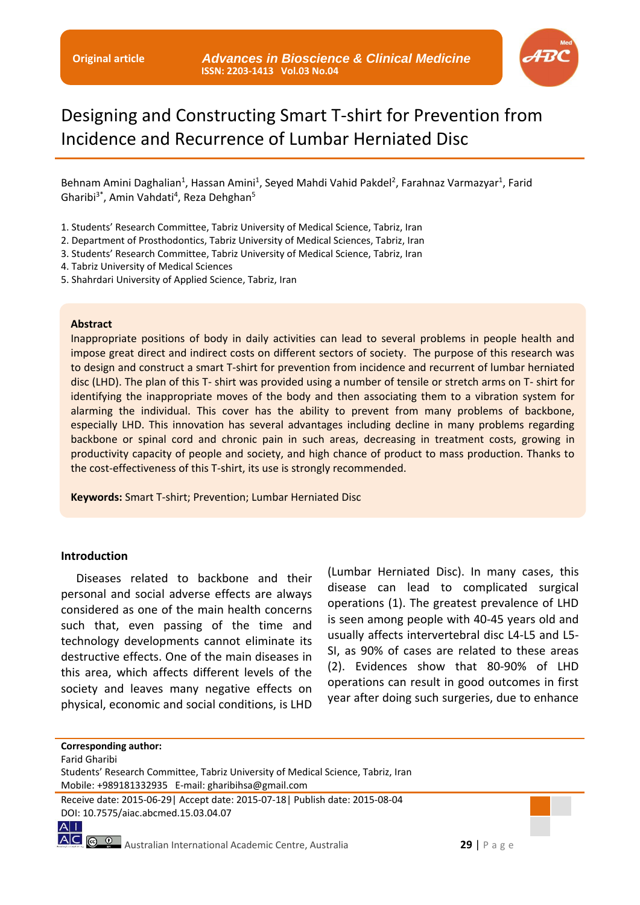Original article

# Designing and Constructing Smart T-shirt for Prevention from Incidence and Recurrence of Lumbar Herniated Disc

Behnam Amini Daghalian[1], Hassan Amini[1], Seyed Mahdi Vahid Pakdel[2], Farahnaz Varmazyar[1], Farid Gharibi[3*], Amin Vahdati[4], Reza Dehghan[5]

1. Students' Research Committee, Tabriz University of Medical Science, Tabriz, Iran
2. Department of Prosthodontics, Tabriz University of Medical Sciences, Tabriz, Iran
3. Students' Research Committee, Tabriz University of Medical Science, Tabriz, Iran
4. Tabriz University of Medical Sciences
5. Shahrdari University of Applied Science, Tabriz, Iran

**Abstract**

Inappropriate positions of body in daily activities can lead to several problems in people health and impose great direct and indirect costs on different sectors of society. The purpose of this research was to design and construct a smart T-shirt for prevention from incidence and recurrent of lumbar herniated disc (LHD). The plan of this T- shirt was provided using a number of tensile or stretch arms on T- shirt for identifying the inappropriate moves of the body and then associating them to a vibration system for alarming the individual. This cover has the ability to prevent from many problems of backbone, especially LHD. This innovation has several advantages including decline in many problems regarding backbone or spinal cord and chronic pain in such areas, decreasing in treatment costs, growing in productivity capacity of people and society, and high chance of product to mass production. Thanks to the cost-effectiveness of this T-shirt, its use is strongly recommended.

**Keywords:** Smart T-shirt; Prevention; Lumbar Herniated Disc

## Introduction

Diseases related to backbone and their personal and social adverse effects are always considered as one of the main health concerns such that, even passing of the time and technology developments cannot eliminate its destructive effects. One of the main diseases in this area, which affects different levels of the society and leaves many negative effects on physical, economic and social conditions, is LHD (Lumbar Herniated Disc). In many cases, this disease can lead to complicated surgical operations (1). The greatest prevalence of LHD is seen among people with 40-45 years old and usually affects intervertebral disc L4-L5 and L5-SI, as 90% of cases are related to these areas (2). Evidences show that 80-90% of LHD operations can result in good outcomes in first year after doing such surgeries, due to enhance

**Corresponding author:**
Farid Gharibi
Students' Research Committee, Tabriz University of Medical Science, Tabriz, Iran
Mobile: +989181332935 E-mail: gharibihsa@gmail.com

Receive date: 2015-06-29| Accept date: 2015-07-18| Publish date: 2015-08-04
DOI: 10.7575/aiac.abcmed.15.03.04.07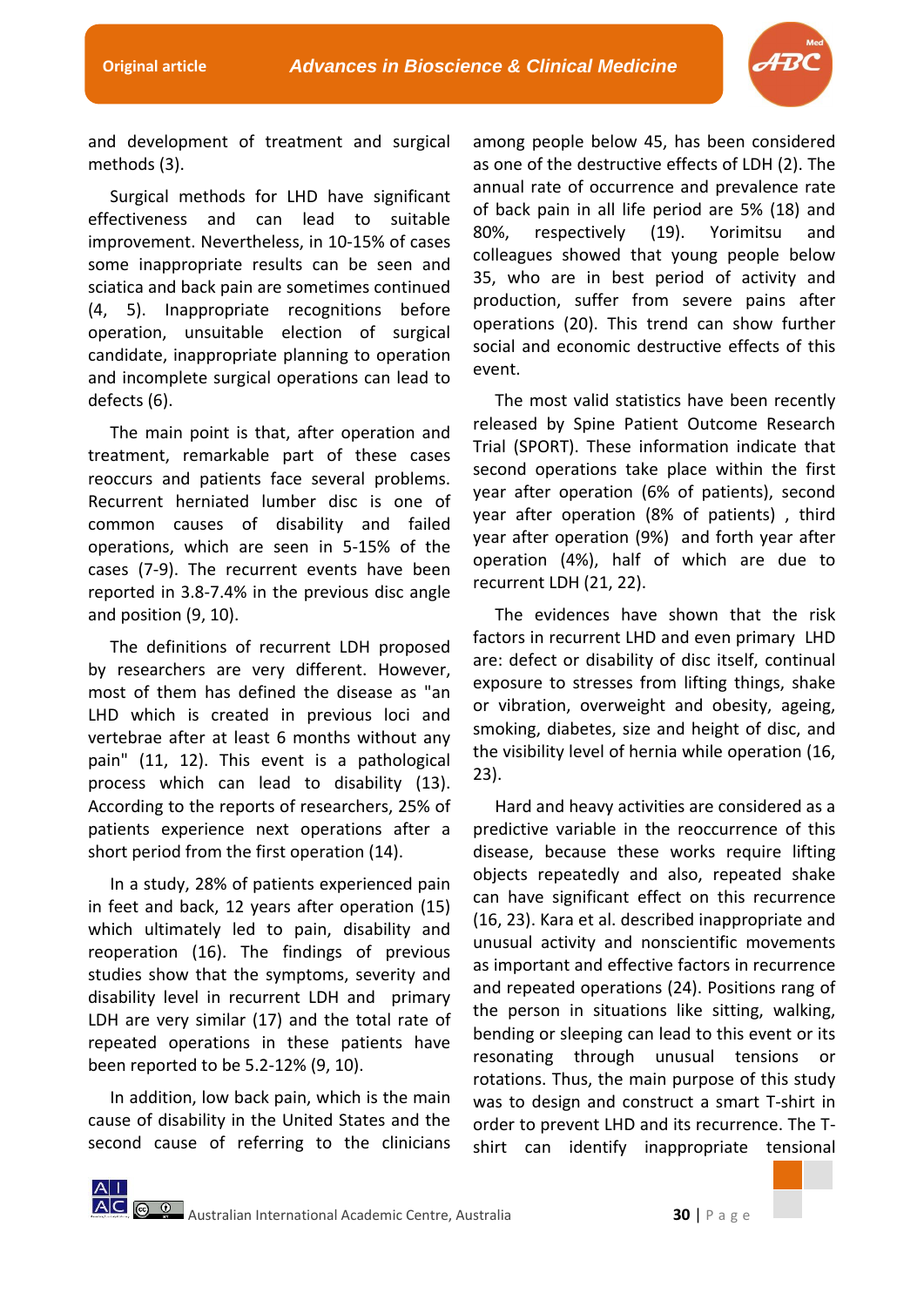and development of treatment and surgical methods (3).

Surgical methods for LHD have significant effectiveness and can lead to suitable improvement. Nevertheless, in 10-15% of cases some inappropriate results can be seen and sciatica and back pain are sometimes continued (4, 5). Inappropriate recognitions before operation, unsuitable election of surgical candidate, inappropriate planning to operation and incomplete surgical operations can lead to defects (6).

The main point is that, after operation and treatment, remarkable part of these cases reoccurs and patients face several problems. Recurrent herniated lumber disc is one of common causes of disability and failed operations, which are seen in 5-15% of the cases (7-9). The recurrent events have been reported in 3.8-7.4% in the previous disc angle and position (9, 10).

The definitions of recurrent LDH proposed by researchers are very different. However, most of them has defined the disease as "an LHD which is created in previous loci and vertebrae after at least 6 months without any pain" (11, 12). This event is a pathological process which can lead to disability (13). According to the reports of researchers, 25% of patients experience next operations after a short period from the first operation (14).

In a study, 28% of patients experienced pain in feet and back, 12 years after operation (15) which ultimately led to pain, disability and reoperation (16). The findings of previous studies show that the symptoms, severity and disability level in recurrent LDH and primary LDH are very similar (17) and the total rate of repeated operations in these patients have been reported to be 5.2-12% (9, 10).

In addition, low back pain, which is the main cause of disability in the United States and the second cause of referring to the clinicians among people below 45, has been considered as one of the destructive effects of LDH (2). The annual rate of occurrence and prevalence rate of back pain in all life period are 5% (18) and 80%, respectively (19). Yorimitsu and colleagues showed that young people below 35, who are in best period of activity and production, suffer from severe pains after operations (20). This trend can show further social and economic destructive effects of this event.

The most valid statistics have been recently released by Spine Patient Outcome Research Trial (SPORT). These information indicate that second operations take place within the first year after operation (6% of patients), second year after operation (8% of patients) , third year after operation (9%) and forth year after operation (4%), half of which are due to recurrent LDH (21, 22).

The evidences have shown that the risk factors in recurrent LHD and even primary LHD are: defect or disability of disc itself, continual exposure to stresses from lifting things, shake or vibration, overweight and obesity, ageing, smoking, diabetes, size and height of disc, and the visibility level of hernia while operation (16, 23).

Hard and heavy activities are considered as a predictive variable in the reoccurrence of this disease, because these works require lifting objects repeatedly and also, repeated shake can have significant effect on this recurrence (16, 23). Kara et al. described inappropriate and unusual activity and nonscientific movements as important and effective factors in recurrence and repeated operations (24). Positions rang of the person in situations like sitting, walking, bending or sleeping can lead to this event or its resonating through unusual tensions or rotations. Thus, the main purpose of this study was to design and construct a smart T-shirt in order to prevent LHD and its recurrence. The T-shirt can identify inappropriate tensional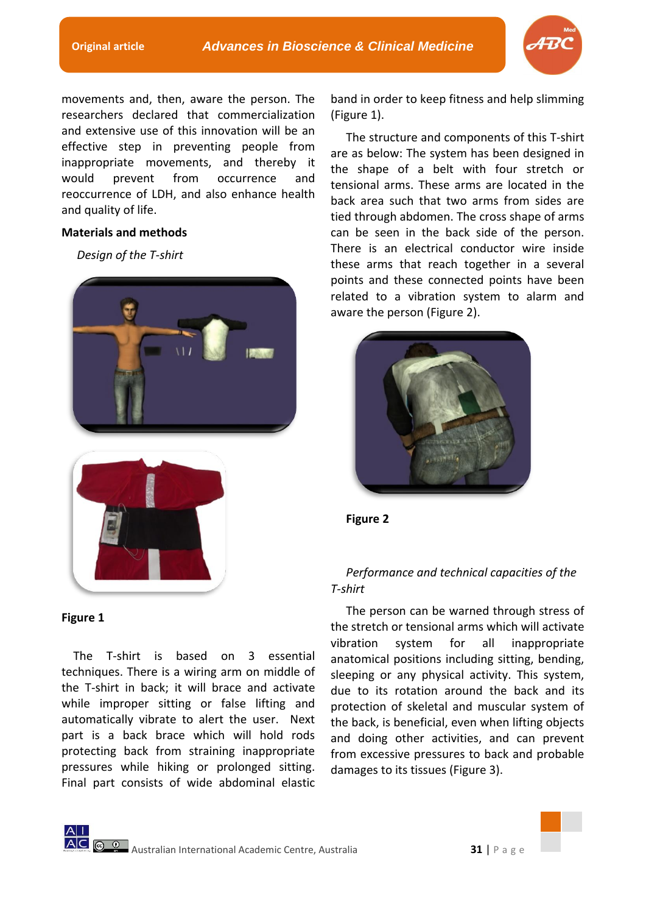movements and, then, aware the person. The researchers declared that commercialization and extensive use of this innovation will be an effective step in preventing people from inappropriate movements, and thereby it would prevent from occurrence and reoccurrence of LDH, and also enhance health and quality of life.

## Materials and methods

*Design of the T-shirt*

**Figure 1**

The T-shirt is based on 3 essential techniques. There is a wiring arm on middle of the T-shirt in back; it will brace and activate while improper sitting or false lifting and automatically vibrate to alert the user. Next part is a back brace which will hold rods protecting back from straining inappropriate pressures while hiking or prolonged sitting. Final part consists of wide abdominal elastic band in order to keep fitness and help slimming (Figure 1).

The structure and components of this T-shirt are as below: The system has been designed in the shape of a belt with four stretch or tensional arms. These arms are located in the back area such that two arms from sides are tied through abdomen. The cross shape of arms can be seen in the back side of the person. There is an electrical conductor wire inside these arms that reach together in a several points and these connected points have been related to a vibration system to alarm and aware the person (Figure 2).

**Figure 2**

*Performance and technical capacities of the T-shirt*

The person can be warned through stress of the stretch or tensional arms which will activate vibration system for all inappropriate anatomical positions including sitting, bending, sleeping or any physical activity. This system, due to its rotation around the back and its protection of skeletal and muscular system of the back, is beneficial, even when lifting objects and doing other activities, and can prevent from excessive pressures to back and probable damages to its tissues (Figure 3).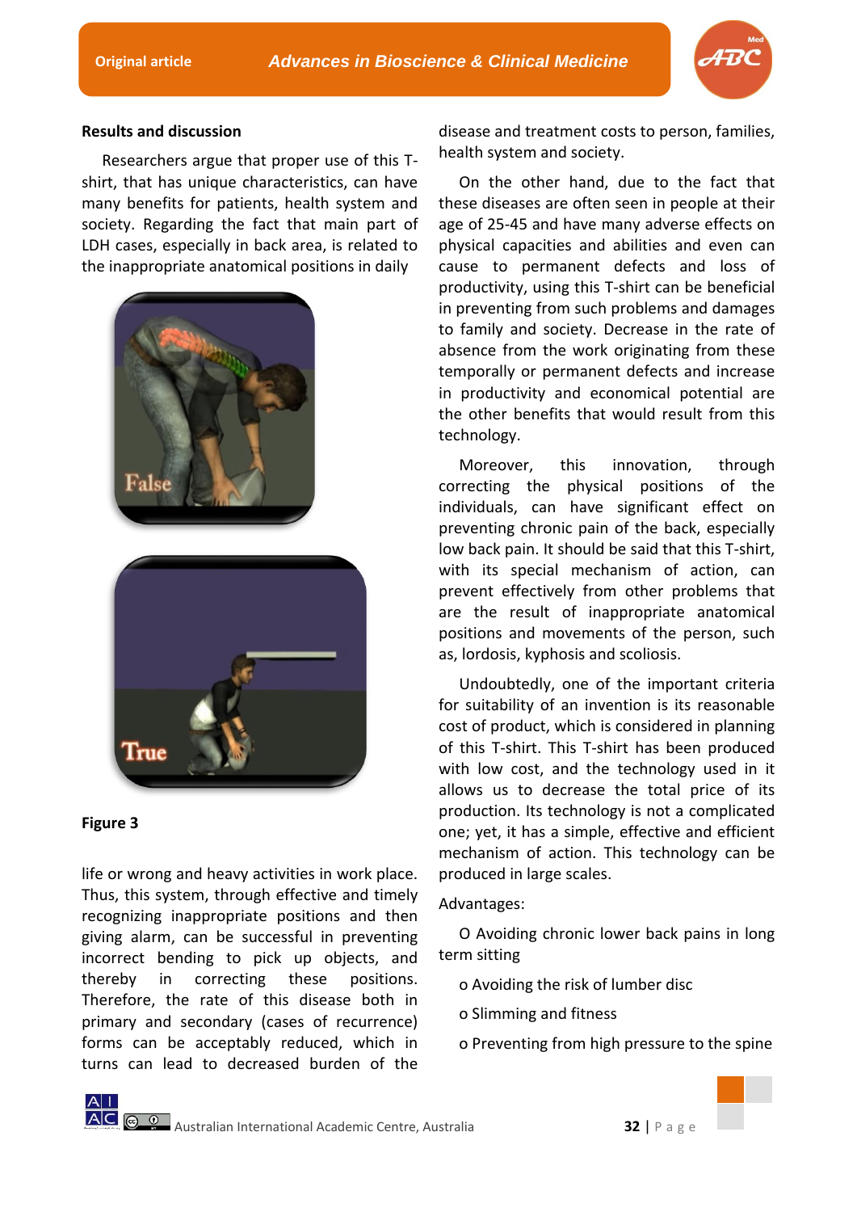## Results and discussion

Researchers argue that proper use of this T-shirt, that has unique characteristics, can have many benefits for patients, health system and society. Regarding the fact that main part of LDH cases, especially in back area, is related to the inappropriate anatomical positions in daily life or wrong and heavy activities in work place. Thus, this system, through effective and timely recognizing inappropriate positions and then giving alarm, can be successful in preventing incorrect bending to pick up objects, and thereby in correcting these positions. Therefore, the rate of this disease both in primary and secondary (cases of recurrence) forms can be acceptably reduced, which in turns can lead to decreased burden of the disease and treatment costs to person, families, health system and society.

**Figure 3**

On the other hand, due to the fact that these diseases are often seen in people at their age of 25-45 and have many adverse effects on physical capacities and abilities and even can cause to permanent defects and loss of productivity, using this T-shirt can be beneficial in preventing from such problems and damages to family and society. Decrease in the rate of absence from the work originating from these temporally or permanent defects and increase in productivity and economical potential are the other benefits that would result from this technology.

Moreover, this innovation, through correcting the physical positions of the individuals, can have significant effect on preventing chronic pain of the back, especially low back pain. It should be said that this T-shirt, with its special mechanism of action, can prevent effectively from other problems that are the result of inappropriate anatomical positions and movements of the person, such as, lordosis, kyphosis and scoliosis.

Undoubtedly, one of the important criteria for suitability of an invention is its reasonable cost of product, which is considered in planning of this T-shirt. This T-shirt has been produced with low cost, and the technology used in it allows us to decrease the total price of its production. Its technology is not a complicated one; yet, it has a simple, effective and efficient mechanism of action. This technology can be produced in large scales.

Advantages:

- Avoiding chronic lower back pains in long term sitting
- Avoiding the risk of lumber disc
- Slimming and fitness
- Preventing from high pressure to the spine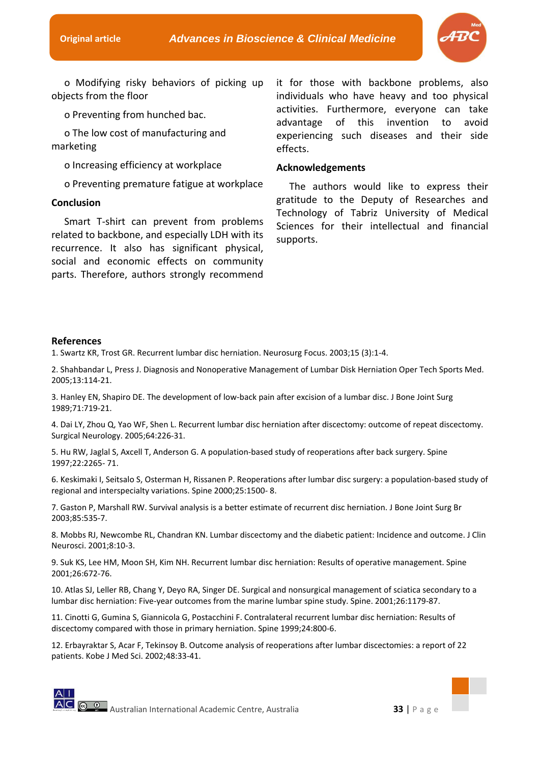o Modifying risky behaviors of picking up objects from the floor

o Preventing from hunched bac.

o The low cost of manufacturing and marketing

o Increasing efficiency at workplace

o Preventing premature fatigue at workplace

## Conclusion

Smart T-shirt can prevent from problems related to backbone, and especially LDH with its recurrence. It also has significant physical, social and economic effects on community parts. Therefore, authors strongly recommend it for those with backbone problems, also individuals who have heavy and too physical activities. Furthermore, everyone can take advantage of this invention to avoid experiencing such diseases and their side effects.

## Acknowledgements

The authors would like to express their gratitude to the Deputy of Researches and Technology of Tabriz University of Medical Sciences for their intellectual and financial supports.

## References

1. Swartz KR, Trost GR. Recurrent lumbar disc herniation. Neurosurg Focus. 2003;15 (3):1-4.

2. Shahbandar L, Press J. Diagnosis and Nonoperative Management of Lumbar Disk Herniation Oper Tech Sports Med. 2005;13:114-21.

3. Hanley EN, Shapiro DE. The development of low-back pain after excision of a lumbar disc. J Bone Joint Surg 1989;71:719-21.

4. Dai LY, Zhou Q, Yao WF, Shen L. Recurrent lumbar disc herniation after discectomy: outcome of repeat discectomy. Surgical Neurology. 2005;64:226-31.

5. Hu RW, Jaglal S, Axcell T, Anderson G. A population-based study of reoperations after back surgery. Spine 1997;22:2265- 71.

6. Keskimaki I, Seitsalo S, Osterman H, Rissanen P. Reoperations after lumbar disc surgery: a population-based study of regional and interspecialty variations. Spine 2000;25:1500- 8.

7. Gaston P, Marshall RW. Survival analysis is a better estimate of recurrent disc herniation. J Bone Joint Surg Br 2003;85:535-7.

8. Mobbs RJ, Newcombe RL, Chandran KN. Lumbar discectomy and the diabetic patient: Incidence and outcome. J Clin Neurosci. 2001;8:10-3.

9. Suk KS, Lee HM, Moon SH, Kim NH. Recurrent lumbar disc herniation: Results of operative management. Spine 2001;26:672-76.

10. Atlas SJ, Leller RB, Chang Y, Deyo RA, Singer DE. Surgical and nonsurgical management of sciatica secondary to a lumbar disc herniation: Five-year outcomes from the marine lumbar spine study. Spine. 2001;26:1179-87.

11. Cinotti G, Gumina S, Giannicola G, Postacchini F. Contralateral recurrent lumbar disc herniation: Results of discectomy compared with those in primary herniation. Spine 1999;24:800-6.

12. Erbayraktar S, Acar F, Tekinsoy B. Outcome analysis of reoperations after lumbar discectomies: a report of 22 patients. Kobe J Med Sci. 2002;48:33-41.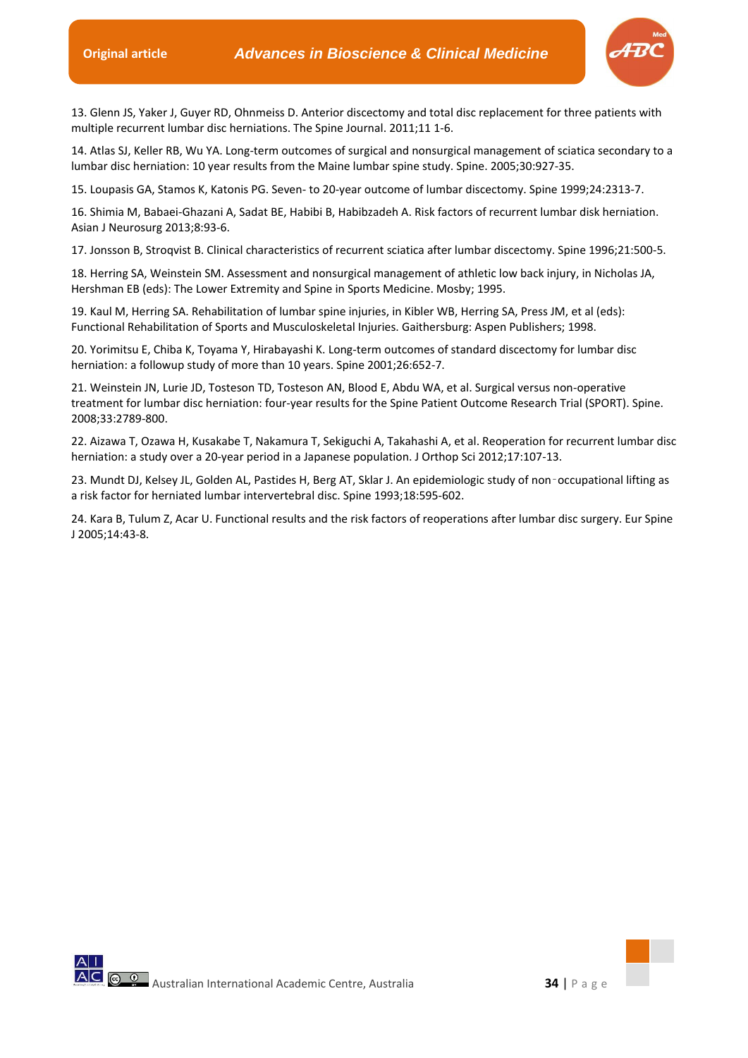13. Glenn JS, Yaker J, Guyer RD, Ohnmeiss D. Anterior discectomy and total disc replacement for three patients with multiple recurrent lumbar disc herniations. The Spine Journal. 2011;11 1-6.

14. Atlas SJ, Keller RB, Wu YA. Long-term outcomes of surgical and nonsurgical management of sciatica secondary to a lumbar disc herniation: 10 year results from the Maine lumbar spine study. Spine. 2005;30:927-35.

15. Loupasis GA, Stamos K, Katonis PG. Seven- to 20-year outcome of lumbar discectomy. Spine 1999;24:2313-7.

16. Shimia M, Babaei-Ghazani A, Sadat BE, Habibi B, Habibzadeh A. Risk factors of recurrent lumbar disk herniation. Asian J Neurosurg 2013;8:93-6.

17. Jonsson B, Stroqvist B. Clinical characteristics of recurrent sciatica after lumbar discectomy. Spine 1996;21:500-5.

18. Herring SA, Weinstein SM. Assessment and nonsurgical management of athletic low back injury, in Nicholas JA, Hershman EB (eds): The Lower Extremity and Spine in Sports Medicine. Mosby; 1995.

19. Kaul M, Herring SA. Rehabilitation of lumbar spine injuries, in Kibler WB, Herring SA, Press JM, et al (eds): Functional Rehabilitation of Sports and Musculoskeletal Injuries. Gaithersburg: Aspen Publishers; 1998.

20. Yorimitsu E, Chiba K, Toyama Y, Hirabayashi K. Long-term outcomes of standard discectomy for lumbar disc herniation: a followup study of more than 10 years. Spine 2001;26:652-7.

21. Weinstein JN, Lurie JD, Tosteson TD, Tosteson AN, Blood E, Abdu WA, et al. Surgical versus non-operative treatment for lumbar disc herniation: four-year results for the Spine Patient Outcome Research Trial (SPORT). Spine. 2008;33:2789-800.

22. Aizawa T, Ozawa H, Kusakabe T, Nakamura T, Sekiguchi A, Takahashi A, et al. Reoperation for recurrent lumbar disc herniation: a study over a 20-year period in a Japanese population. J Orthop Sci 2012;17:107-13.

23. Mundt DJ, Kelsey JL, Golden AL, Pastides H, Berg AT, Sklar J. An epidemiologic study of non-occupational lifting as a risk factor for herniated lumbar intervertebral disc. Spine 1993;18:595-602.

24. Kara B, Tulum Z, Acar U. Functional results and the risk factors of reoperations after lumbar disc surgery. Eur Spine J 2005;14:43-8.